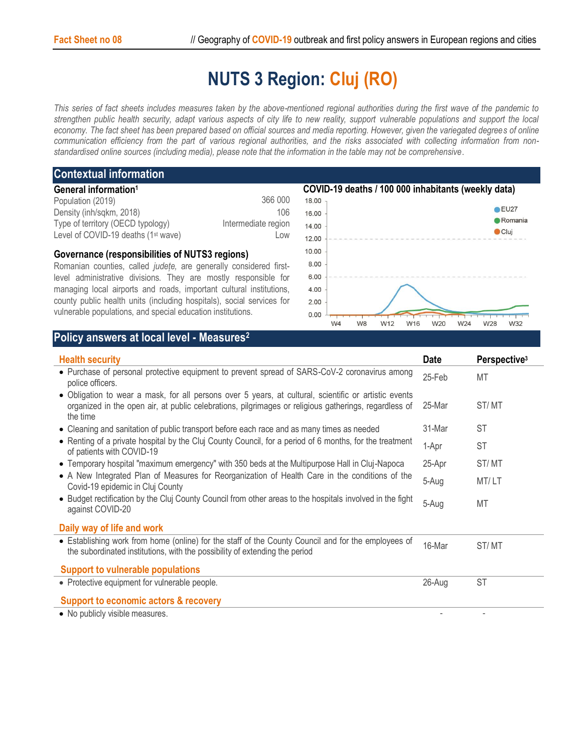# NUTS 3 Region: Cluj (RO)

*This series of fact sheets includes measures taken by the above-mentioned regional authorities during the first wave of the pandemic to strengthen public health security, adapt various aspects of city life to new reality, support vulnerable populations and support the local economy. The fact sheet has been prepared based on official sources and media reporting. However, given the variegated degrees of online communication efficiency from the part of various regional authorities, and the risks associated with collecting information from non-standardised online sources (including media), please note that the information in the table may not be comprehensive.*

## Contextual information

### General information[1]

| | |
|---|---|
| Population (2019) | 366 000 |
| Density (inh/sqkm, 2018) | 106 |
| Type of territory (OECD typology) | Intermediate region |
| Level of COVID-19 deaths (1st wave) | Low |

### Governance (responsibilities of NUTS3 regions)

Romanian counties, called *județe,* are generally considered first-level administrative divisions. They are mostly responsible for managing local airports and roads, important cultural institutions, county public health units (including hospitals), social services for vulnerable populations, and special education institutions.

### COVID-19 deaths / 100 000 inhabitants (weekly data)

## Policy answers at local level - Measures[2]

| Health security | Date | Perspective[3] |
|---|---|---|
| • Purchase of personal protective equipment to prevent spread of SARS-CoV-2 coronavirus among police officers. | 25-Feb | MT |
| • Obligation to wear a mask, for all persons over 5 years, at cultural, scientific or artistic events organized in the open air, at public celebrations, pilgrimages or religious gatherings, regardless of the time | 25-Mar | ST/ MT |
| • Cleaning and sanitation of public transport before each race and as many times as needed | 31-Mar | ST |
| • Renting of a private hospital by the Cluj County Council, for a period of 6 months, for the treatment of patients with COVID-19 | 1-Apr | ST |
| • Temporary hospital "maximum emergency" with 350 beds at the Multipurpose Hall in Cluj-Napoca | 25-Apr | ST/ MT |
| • A New Integrated Plan of Measures for Reorganization of Health Care in the conditions of the Covid-19 epidemic in Cluj County | 5-Aug | MT/ LT |
| • Budget rectification by the Cluj County Council from other areas to the hospitals involved in the fight against COVID-20 | 5-Aug | MT |

| Daily way of life and work | | |
|---|---|---|
| • Establishing work from home (online) for the staff of the County Council and for the employees of the subordinated institutions, with the possibility of extending the period | 16-Mar | ST/ MT |

| Support to vulnerable populations | | |
|---|---|---|
| • Protective equipment for vulnerable people. | 26-Aug | ST |

| Support to economic actors & recovery | | |
|---|---|---|
| • No publicly visible measures. | - | - |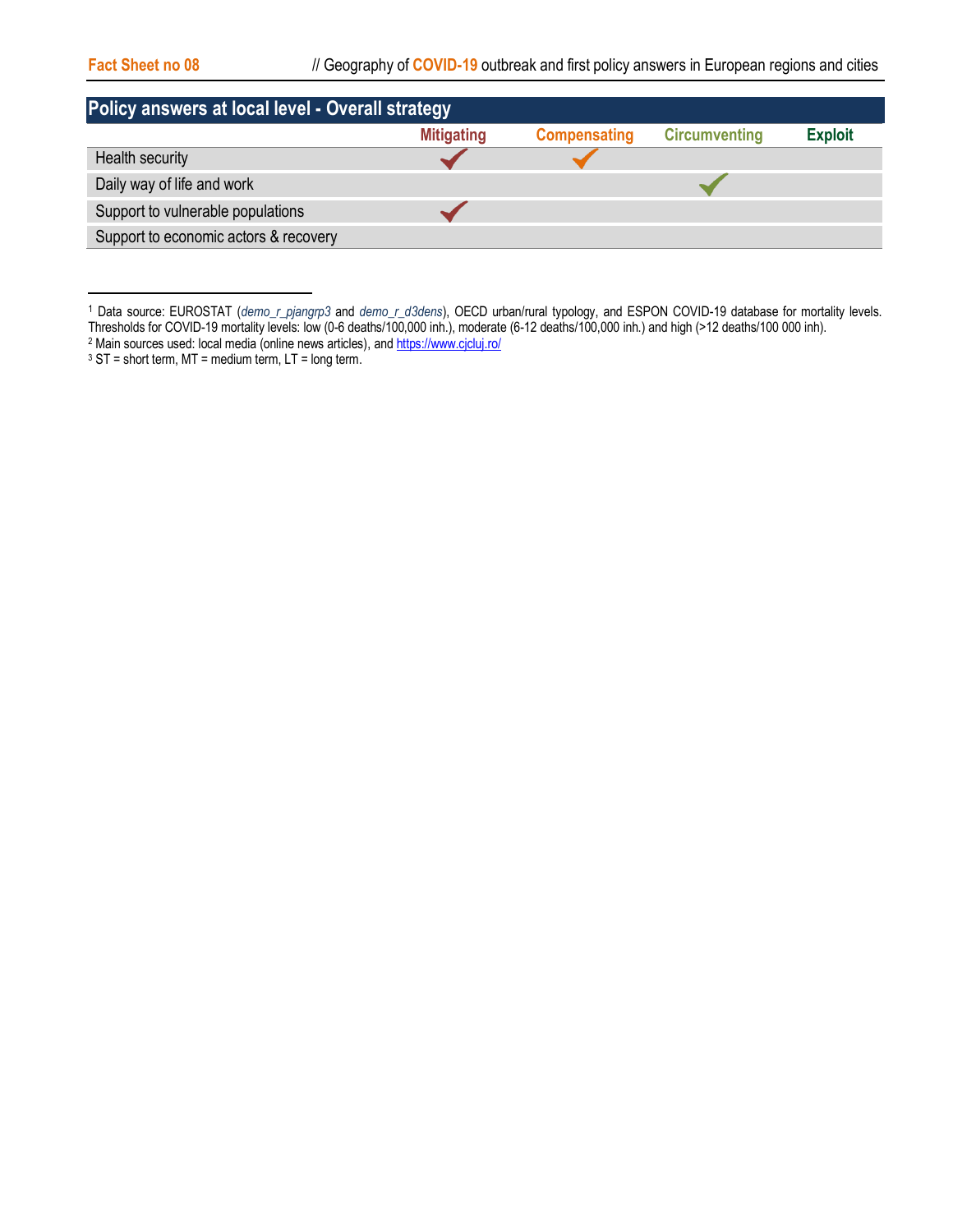## Policy answers at local level - Overall strategy

| | Mitigating | Compensating | Circumventing | Exploit |
|---|---|---|---|---|
| Health security | ✓ | ✓ | | |
| Daily way of life and work | | | ✓ | |
| Support to vulnerable populations | ✓ | | | |
| Support to economic actors & recovery | | | | |

---

[1] Data source: EUROSTAT (*demo_r_pjangrp3* and *demo_r_d3dens*), OECD urban/rural typology, and ESPON COVID-19 database for mortality levels. Thresholds for COVID-19 mortality levels: low (0-6 deaths/100,000 inh.), moderate (6-12 deaths/100,000 inh.) and high (>12 deaths/100 000 inh).

[2] Main sources used: local media (online news articles), and https://www.cjcluj.ro/

[3] ST = short term, MT = medium term, LT = long term.